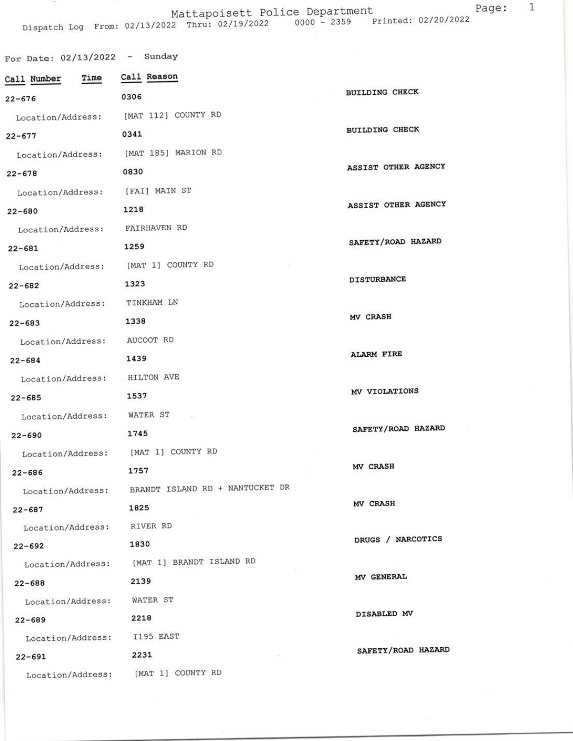# Mattapoisett Police Department

Dispatch Log From: 02/13/2022 Thru: 02/19/2022 0000 - 2359 Printed: 02/20/2022

## For Date: 02/13/2022 - Sunday

| Call Number | Time | Call Reason |
|---|---|---|
| 22-676 | 0306 | BUILDING CHECK |
| Location/Address: | [MAT 112] COUNTY RD | |
| 22-677 | 0341 | BUILDING CHECK |
| Location/Address: | [MAT 185] MARION RD | |
| 22-678 | 0830 | ASSIST OTHER AGENCY |
| Location/Address: | [FAI] MAIN ST | |
| 22-680 | 1218 | ASSIST OTHER AGENCY |
| Location/Address: | FAIRHAVEN RD | |
| 22-681 | 1259 | SAFETY/ROAD HAZARD |
| Location/Address: | [MAT 1] COUNTY RD | |
| 22-682 | 1323 | DISTURBANCE |
| Location/Address: | TINKHAM LN | |
| 22-683 | 1338 | MV CRASH |
| Location/Address: | AUCOOT RD | |
| 22-684 | 1439 | ALARM FIRE |
| Location/Address: | HILTON AVE | |
| 22-685 | 1537 | MV VIOLATIONS |
| Location/Address: | WATER ST | |
| 22-690 | 1745 | SAFETY/ROAD HAZARD |
| Location/Address: | [MAT 1] COUNTY RD | |
| 22-686 | 1757 | MV CRASH |
| Location/Address: | BRANDT ISLAND RD + NANTUCKET DR | |
| 22-687 | 1825 | MV CRASH |
| Location/Address: | RIVER RD | |
| 22-692 | 1830 | DRUGS / NARCOTICS |
| Location/Address: | [MAT 1] BRANDT ISLAND RD | |
| 22-688 | 2139 | MV GENERAL |
| Location/Address: | WATER ST | |
| 22-689 | 2218 | DISABLED MV |
| Location/Address: | I195 EAST | |
| 22-691 | 2231 | SAFETY/ROAD HAZARD |
| Location/Address: | [MAT 1] COUNTY RD | |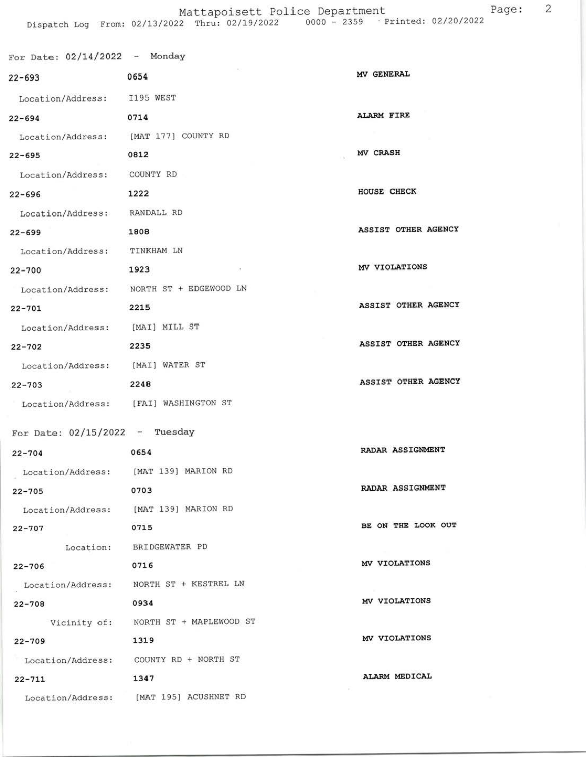Mattapoisett Police Department

Dispatch Log From: 02/13/2022 Thru: 02/19/2022 0000 - 2359 Printed: 02/20/2022

## For Date: 02/14/2022 - Monday

**22-693** 0654 **MV GENERAL**
Location/Address: I195 WEST

**22-694** 0714 **ALARM FIRE**
Location/Address: [MAT 177] COUNTY RD

**22-695** 0812 **MV CRASH**
Location/Address: COUNTY RD

**22-696** 1222 **HOUSE CHECK**
Location/Address: RANDALL RD

**22-699** 1808 **ASSIST OTHER AGENCY**
Location/Address: TINKHAM LN

**22-700** 1923 **MV VIOLATIONS**
Location/Address: NORTH ST + EDGEWOOD LN

**22-701** 2215 **ASSIST OTHER AGENCY**
Location/Address: [MAI] MILL ST

**22-702** 2235 **ASSIST OTHER AGENCY**
Location/Address: [MAI] WATER ST

**22-703** 2248 **ASSIST OTHER AGENCY**
Location/Address: [FAI] WASHINGTON ST

## For Date: 02/15/2022 - Tuesday

**22-704** 0654 **RADAR ASSIGNMENT**
Location/Address: [MAT 139] MARION RD

**22-705** 0703 **RADAR ASSIGNMENT**
Location/Address: [MAT 139] MARION RD

**22-707** 0715 **BE ON THE LOOK OUT**
Location: BRIDGEWATER PD

**22-706** 0716 **MV VIOLATIONS**
Location/Address: NORTH ST + KESTREL LN

**22-708** 0934 **MV VIOLATIONS**
Vicinity of: NORTH ST + MAPLEWOOD ST

**22-709** 1319 **MV VIOLATIONS**
Location/Address: COUNTY RD + NORTH ST

**22-711** 1347 **ALARM MEDICAL**
Location/Address: [MAT 195] ACUSHNET RD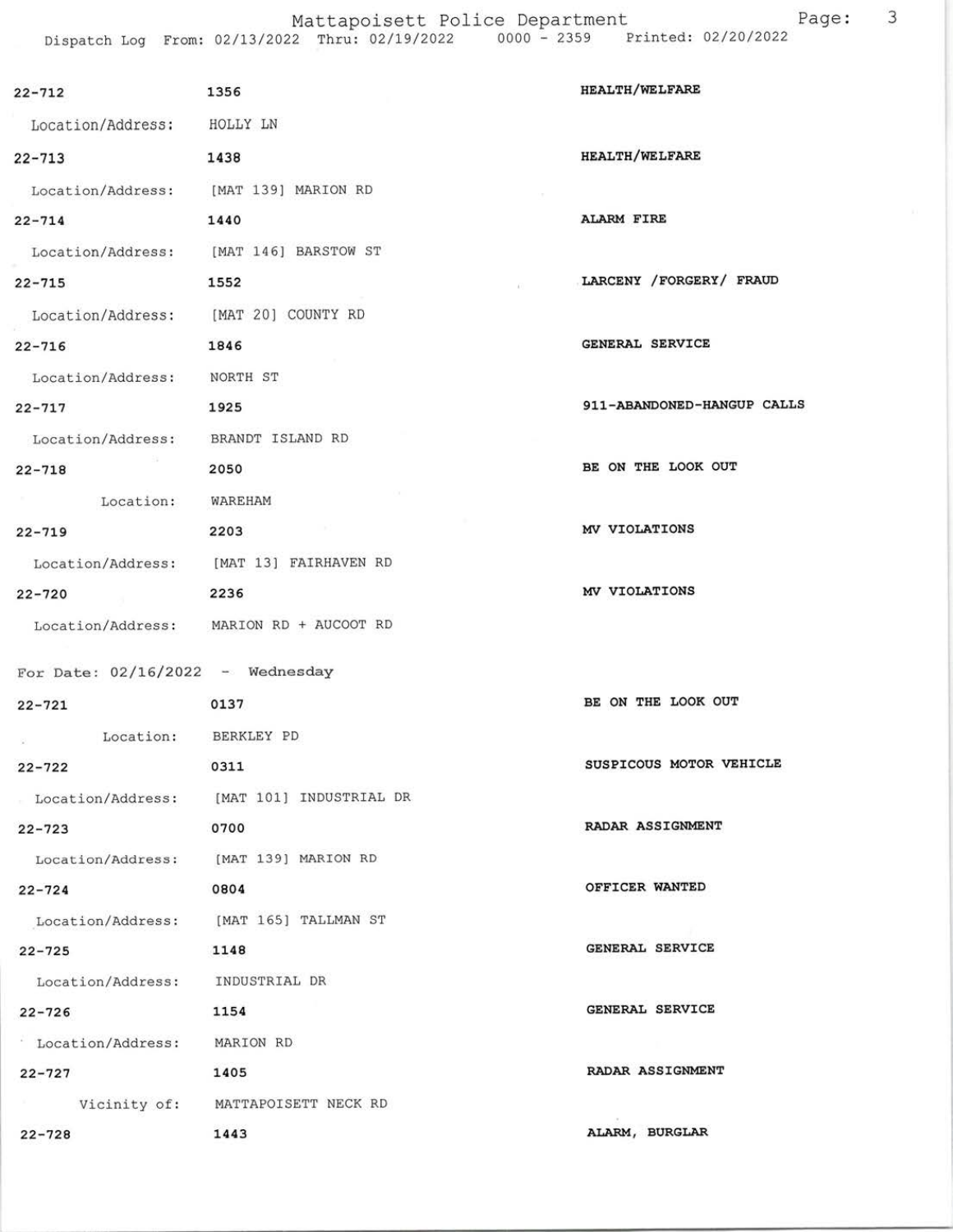| Call # | Time | Call Reason |
|---|---|---|
| 22-712 | 1356 | HEALTH/WELFARE |
| Location/Address: | HOLLY LN | |
| 22-713 | 1438 | HEALTH/WELFARE |
| Location/Address: | [MAT 139] MARION RD | |
| 22-714 | 1440 | ALARM FIRE |
| Location/Address: | [MAT 146] BARSTOW ST | |
| 22-715 | 1552 | LARCENY /FORGERY/ FRAUD |
| Location/Address: | [MAT 20] COUNTY RD | |
| 22-716 | 1846 | GENERAL SERVICE |
| Location/Address: | NORTH ST | |
| 22-717 | 1925 | 911-ABANDONED-HANGUP CALLS |
| Location/Address: | BRANDT ISLAND RD | |
| 22-718 | 2050 | BE ON THE LOOK OUT |
| Location: | WAREHAM | |
| 22-719 | 2203 | MV VIOLATIONS |
| Location/Address: | [MAT 13] FAIRHAVEN RD | |
| 22-720 | 2236 | MV VIOLATIONS |
| Location/Address: | MARION RD + AUCOOT RD | |

For Date: 02/16/2022 - Wednesday

| Call # | Time | Call Reason |
|---|---|---|
| 22-721 | 0137 | BE ON THE LOOK OUT |
| Location: | BERKLEY PD | |
| 22-722 | 0311 | SUSPICOUS MOTOR VEHICLE |
| Location/Address: | [MAT 101] INDUSTRIAL DR | |
| 22-723 | 0700 | RADAR ASSIGNMENT |
| Location/Address: | [MAT 139] MARION RD | |
| 22-724 | 0804 | OFFICER WANTED |
| Location/Address: | [MAT 165] TALLMAN ST | |
| 22-725 | 1148 | GENERAL SERVICE |
| Location/Address: | INDUSTRIAL DR | |
| 22-726 | 1154 | GENERAL SERVICE |
| Location/Address: | MARION RD | |
| 22-727 | 1405 | RADAR ASSIGNMENT |
| Vicinity of: | MATTAPOISETT NECK RD | |
| 22-728 | 1443 | ALARM, BURGLAR |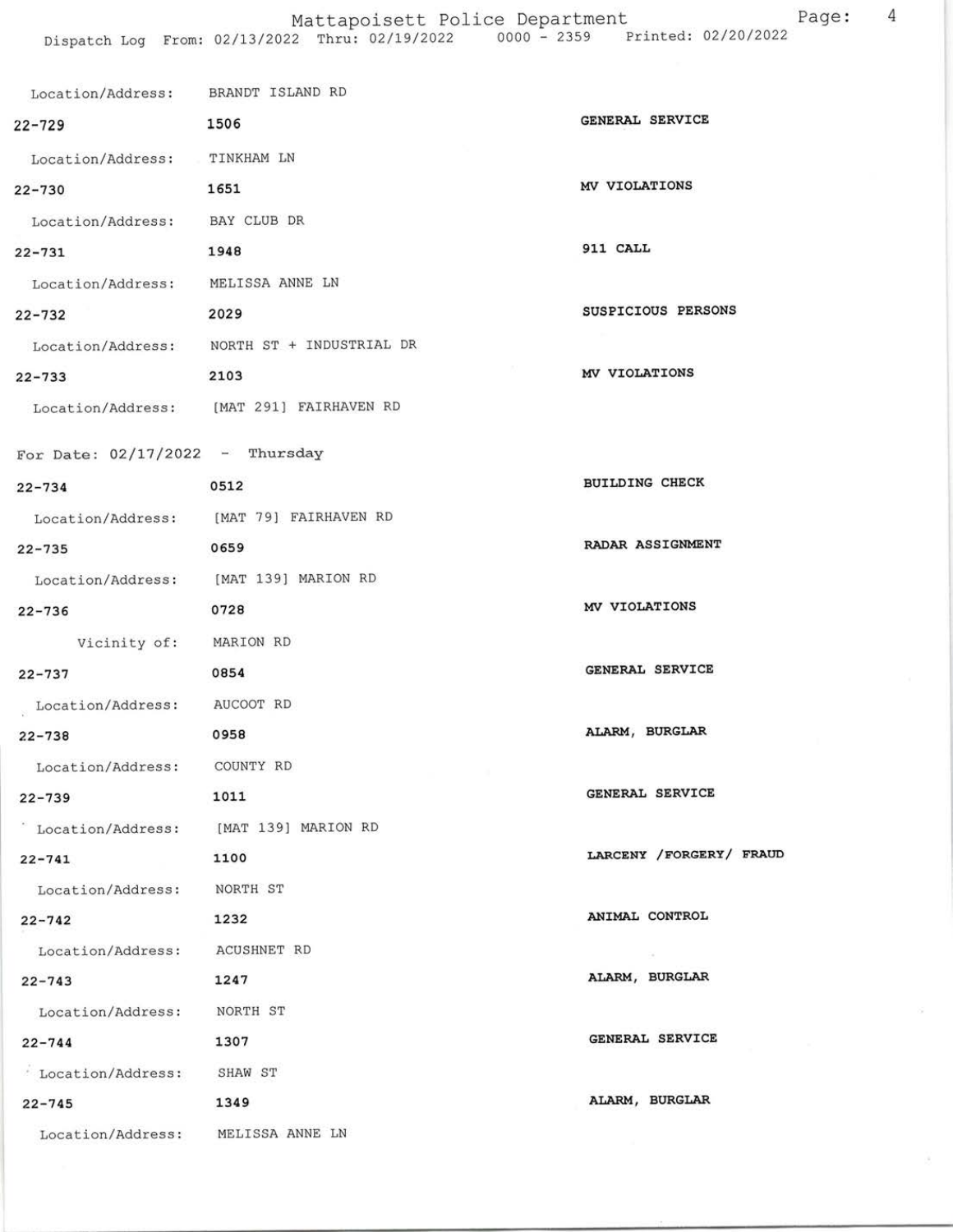Location/Address: BRANDT ISLAND RD

| Call Number | Time | Call Reason |
|---|---|---|
| 22-729 | 1506 | GENERAL SERVICE |

Location/Address: TINKHAM LN

| Call Number | Time | Call Reason |
|---|---|---|
| 22-730 | 1651 | MV VIOLATIONS |

Location/Address: BAY CLUB DR

| Call Number | Time | Call Reason |
|---|---|---|
| 22-731 | 1948 | 911 CALL |

Location/Address: MELISSA ANNE LN

| Call Number | Time | Call Reason |
|---|---|---|
| 22-732 | 2029 | SUSPICIOUS PERSONS |

Location/Address: NORTH ST + INDUSTRIAL DR

| Call Number | Time | Call Reason |
|---|---|---|
| 22-733 | 2103 | MV VIOLATIONS |

Location/Address: [MAT 291] FAIRHAVEN RD

## For Date: 02/17/2022 - Thursday

| Call Number | Time | Call Reason |
|---|---|---|
| 22-734 | 0512 | BUILDING CHECK |

Location/Address: [MAT 79] FAIRHAVEN RD

| Call Number | Time | Call Reason |
|---|---|---|
| 22-735 | 0659 | RADAR ASSIGNMENT |

Location/Address: [MAT 139] MARION RD

| Call Number | Time | Call Reason |
|---|---|---|
| 22-736 | 0728 | MV VIOLATIONS |

Vicinity of: MARION RD

| Call Number | Time | Call Reason |
|---|---|---|
| 22-737 | 0854 | GENERAL SERVICE |

Location/Address: AUCOOT RD

| Call Number | Time | Call Reason |
|---|---|---|
| 22-738 | 0958 | ALARM, BURGLAR |

Location/Address: COUNTY RD

| Call Number | Time | Call Reason |
|---|---|---|
| 22-739 | 1011 | GENERAL SERVICE |

Location/Address: [MAT 139] MARION RD

| Call Number | Time | Call Reason |
|---|---|---|
| 22-741 | 1100 | LARCENY /FORGERY/ FRAUD |

Location/Address: NORTH ST

| Call Number | Time | Call Reason |
|---|---|---|
| 22-742 | 1232 | ANIMAL CONTROL |

Location/Address: ACUSHNET RD

| Call Number | Time | Call Reason |
|---|---|---|
| 22-743 | 1247 | ALARM, BURGLAR |

Location/Address: NORTH ST

| Call Number | Time | Call Reason |
|---|---|---|
| 22-744 | 1307 | GENERAL SERVICE |

Location/Address: SHAW ST

| Call Number | Time | Call Reason |
|---|---|---|
| 22-745 | 1349 | ALARM, BURGLAR |

Location/Address: MELISSA ANNE LN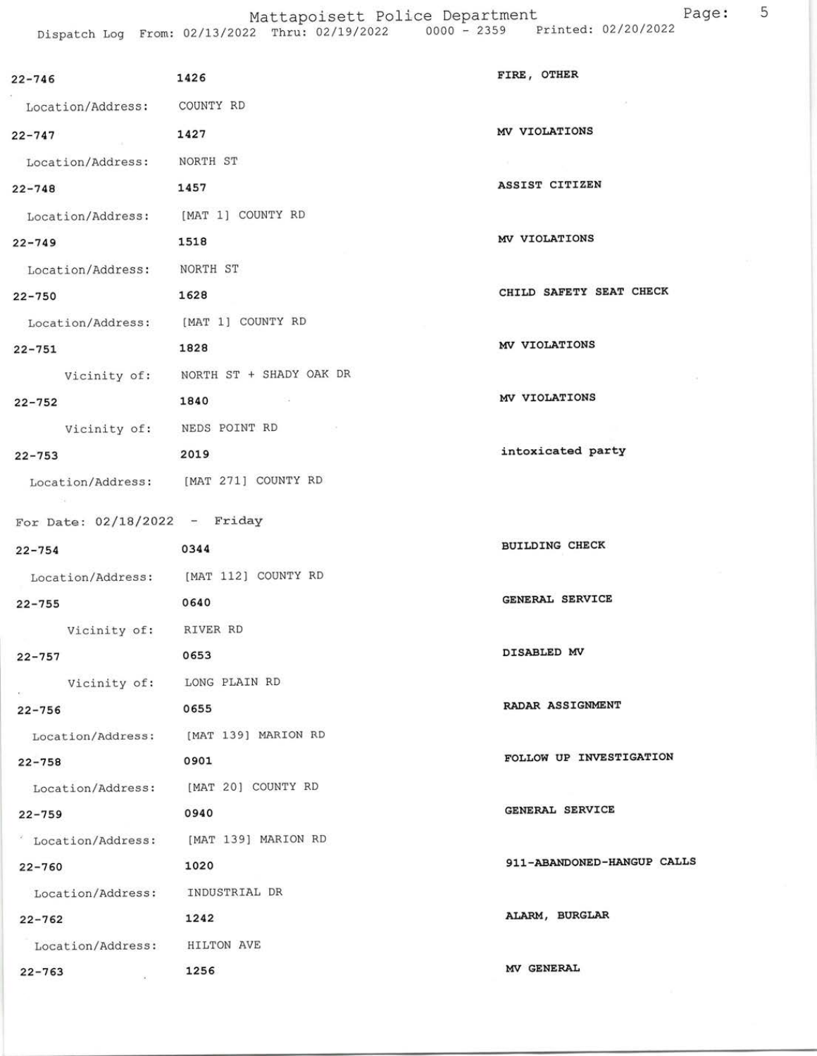22-746 1426 FIRE, OTHER

Location/Address: COUNTY RD

22-747 1427 MV VIOLATIONS

Location/Address: NORTH ST

22-748 1457 ASSIST CITIZEN

Location/Address: [MAT 1] COUNTY RD

22-749 1518 MV VIOLATIONS

Location/Address: NORTH ST

22-750 1628 CHILD SAFETY SEAT CHECK

Location/Address: [MAT 1] COUNTY RD

22-751 1828 MV VIOLATIONS

Vicinity of: NORTH ST + SHADY OAK DR

22-752 1840 MV VIOLATIONS

Vicinity of: NEDS POINT RD

22-753 2019 intoxicated party

Location/Address: [MAT 271] COUNTY RD

For Date: 02/18/2022 - Friday

22-754 0344 BUILDING CHECK

Location/Address: [MAT 112] COUNTY RD

22-755 0640 GENERAL SERVICE

Vicinity of: RIVER RD

22-757 0653 DISABLED MV

Vicinity of: LONG PLAIN RD

22-756 0655 RADAR ASSIGNMENT

Location/Address: [MAT 139] MARION RD

22-758 0901 FOLLOW UP INVESTIGATION

Location/Address: [MAT 20] COUNTY RD

22-759 0940 GENERAL SERVICE

Location/Address: [MAT 139] MARION RD

22-760 1020 911-ABANDONED-HANGUP CALLS

Location/Address: INDUSTRIAL DR

22-762 1242 ALARM, BURGLAR

Location/Address: HILTON AVE

22-763 1256 MV GENERAL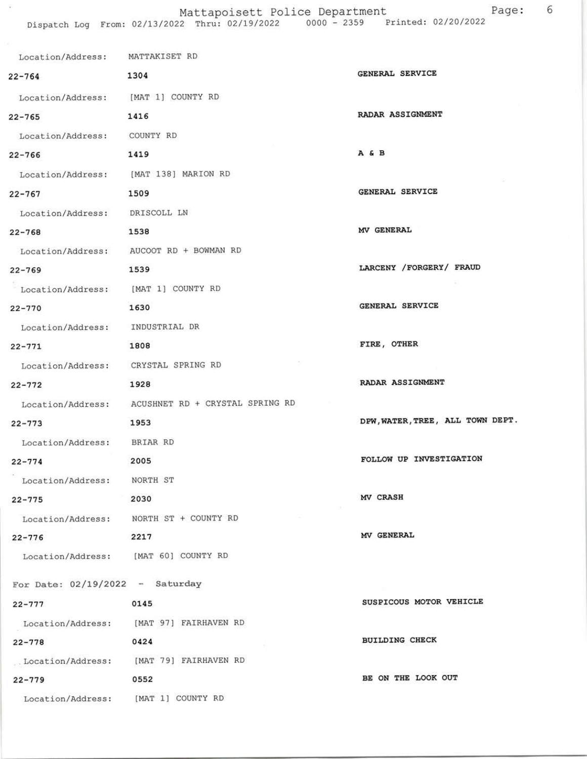Location/Address: MATTAKISET RD

| | | |
|---|---|---|
| 22-764 | 1304 | GENERAL SERVICE |
| Location/Address: | [MAT 1] COUNTY RD | |
| 22-765 | 1416 | RADAR ASSIGNMENT |
| Location/Address: | COUNTY RD | |
| 22-766 | 1419 | A & B |
| Location/Address: | [MAT 138] MARION RD | |
| 22-767 | 1509 | GENERAL SERVICE |
| Location/Address: | DRISCOLL LN | |
| 22-768 | 1538 | MV GENERAL |
| Location/Address: | AUCOOT RD + BOWMAN RD | |
| 22-769 | 1539 | LARCENY /FORGERY/ FRAUD |
| Location/Address: | [MAT 1] COUNTY RD | |
| 22-770 | 1630 | GENERAL SERVICE |
| Location/Address: | INDUSTRIAL DR | |
| 22-771 | 1808 | FIRE, OTHER |
| Location/Address: | CRYSTAL SPRING RD | |
| 22-772 | 1928 | RADAR ASSIGNMENT |
| Location/Address: | ACUSHNET RD + CRYSTAL SPRING RD | |
| 22-773 | 1953 | DPW,WATER,TREE, ALL TOWN DEPT. |
| Location/Address: | BRIAR RD | |
| 22-774 | 2005 | FOLLOW UP INVESTIGATION |
| Location/Address: | NORTH ST | |
| 22-775 | 2030 | MV CRASH |
| Location/Address: | NORTH ST + COUNTY RD | |
| 22-776 | 2217 | MV GENERAL |
| Location/Address: | [MAT 60] COUNTY RD | |

For Date: 02/19/2022 - Saturday

| | | |
|---|---|---|
| 22-777 | 0145 | SUSPICOUS MOTOR VEHICLE |
| Location/Address: | [MAT 97] FAIRHAVEN RD | |
| 22-778 | 0424 | BUILDING CHECK |
| Location/Address: | [MAT 79] FAIRHAVEN RD | |
| 22-779 | 0552 | BE ON THE LOOK OUT |
| Location/Address: | [MAT 1] COUNTY RD | |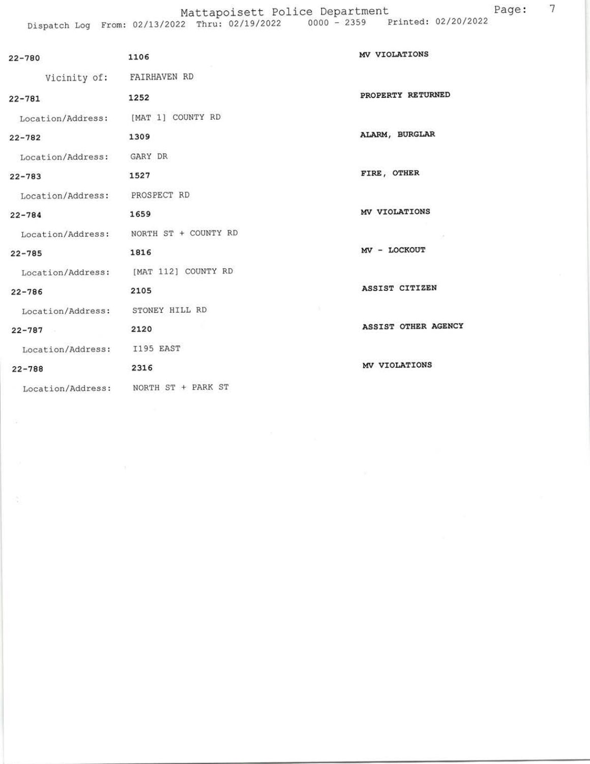22-780 1106 MV VIOLATIONS

Vicinity of: FAIRHAVEN RD

22-781 1252 PROPERTY RETURNED

Location/Address: [MAT 1] COUNTY RD

22-782 1309 ALARM, BURGLAR

Location/Address: GARY DR

22-783 1527 FIRE, OTHER

Location/Address: PROSPECT RD

22-784 1659 MV VIOLATIONS

Location/Address: NORTH ST + COUNTY RD

22-785 1816 MV - LOCKOUT

Location/Address: [MAT 112] COUNTY RD

22-786 2105 ASSIST CITIZEN

Location/Address: STONEY HILL RD

22-787 2120 ASSIST OTHER AGENCY

Location/Address: I195 EAST

22-788 2316 MV VIOLATIONS

Location/Address: NORTH ST + PARK ST